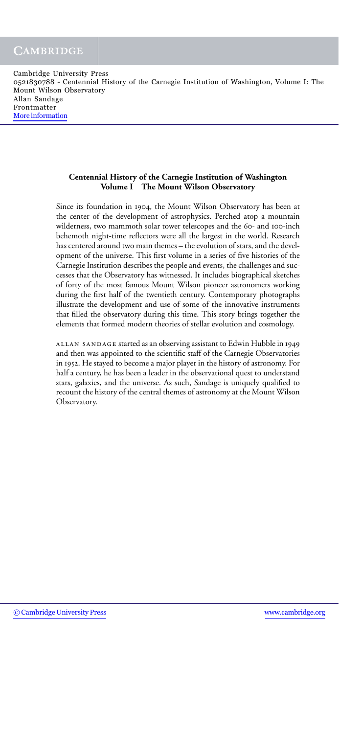Cambridge University Press
0521830788 - Centennial History of the Carnegie Institution of Washington, Volume I: The Mount Wilson Observatory
Allan Sandage
Frontmatter
More information

## Centennial History of the Carnegie Institution of Washington
## Volume I The Mount Wilson Observatory

Since its foundation in 1904, the Mount Wilson Observatory has been at the center of the development of astrophysics. Perched atop a mountain wilderness, two mammoth solar tower telescopes and the 60- and 100-inch behemoth night-time reflectors were all the largest in the world. Research has centered around two main themes – the evolution of stars, and the development of the universe. This first volume in a series of five histories of the Carnegie Institution describes the people and events, the challenges and successes that the Observatory has witnessed. It includes biographical sketches of forty of the most famous Mount Wilson pioneer astronomers working during the first half of the twentieth century. Contemporary photographs illustrate the development and use of some of the innovative instruments that filled the observatory during this time. This story brings together the elements that formed modern theories of stellar evolution and cosmology.

Allan Sandage started as an observing assistant to Edwin Hubble in 1949 and then was appointed to the scientific staff of the Carnegie Observatories in 1952. He stayed to become a major player in the history of astronomy. For half a century, he has been a leader in the observational quest to understand stars, galaxies, and the universe. As such, Sandage is uniquely qualified to recount the history of the central themes of astronomy at the Mount Wilson Observatory.

© Cambridge University Press www.cambridge.org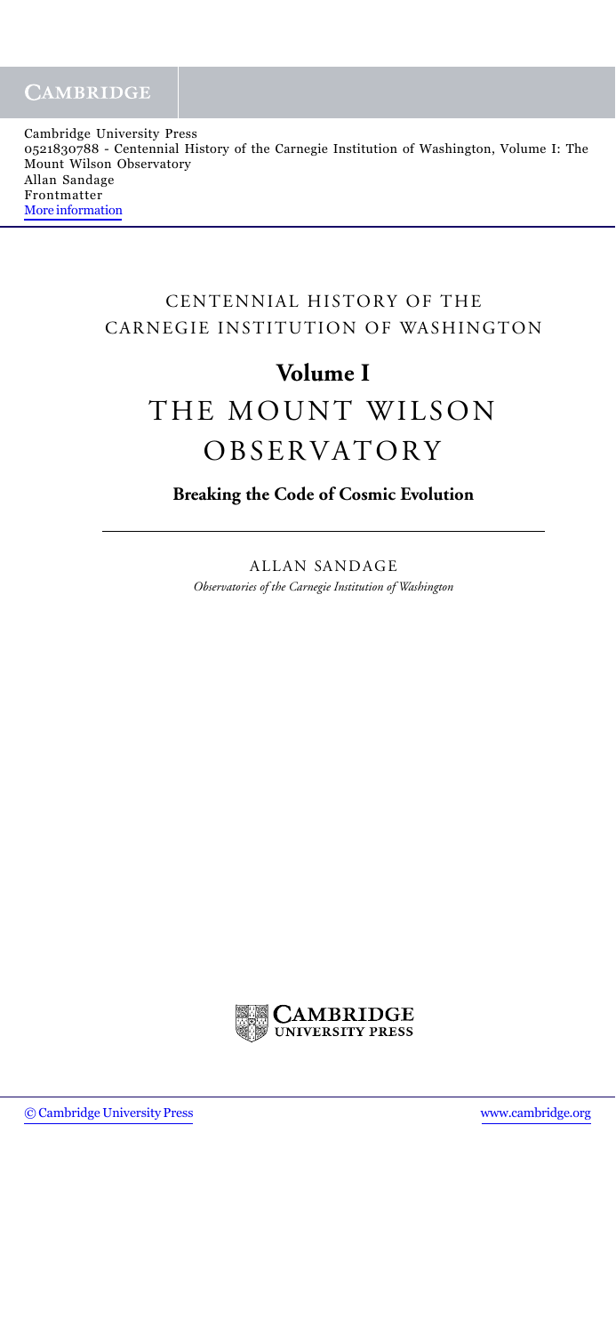# CENTENNIAL HISTORY OF THE CARNEGIE INSTITUTION OF WASHINGTON

## Volume I

# THE MOUNT WILSON OBSERVATORY

**Breaking the Code of Cosmic Evolution**

---

ALLAN SANDAGE

*Observatories of the Carnegie Institution of Washington*

CAMBRIDGE UNIVERSITY PRESS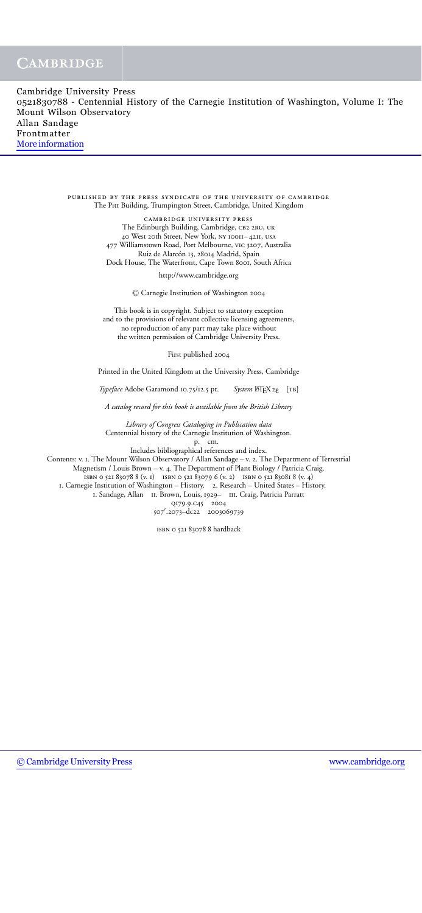PUBLISHED BY THE PRESS SYNDICATE OF THE UNIVERSITY OF CAMBRIDGE
The Pitt Building, Trumpington Street, Cambridge, United Kingdom

CAMBRIDGE UNIVERSITY PRESS
The Edinburgh Building, Cambridge, CB2 2RU, UK
40 West 20th Street, New York, NY 10011–4211, USA
477 Williamstown Road, Port Melbourne, VIC 3207, Australia
Ruiz de Alarcón 13, 28014 Madrid, Spain
Dock House, The Waterfront, Cape Town 8001, South Africa

http://www.cambridge.org

© Carnegie Institution of Washington 2004

This book is in copyright. Subject to statutory exception
and to the provisions of relevant collective licensing agreements,
no reproduction of any part may take place without
the written permission of Cambridge University Press.

First published 2004

Printed in the United Kingdom at the University Press, Cambridge

*Typeface* Adobe Garamond 10.75/12.5 pt. *System* LaTeX 2ε [TB]

*A catalog record for this book is available from the British Library*

*Library of Congress Cataloging in Publication data*
Centennial history of the Carnegie Institution of Washington.
p. cm.
Includes bibliographical references and index.
Contents: v. 1. The Mount Wilson Observatory / Allan Sandage – v. 2. The Department of Terrestrial Magnetism / Louis Brown – v. 4. The Department of Plant Biology / Patricia Craig.
ISBN 0 521 83078 8 (v. 1) ISBN 0 521 83079 6 (v. 2) ISBN 0 521 83081 8 (v. 4)
1. Carnegie Institution of Washington – History. 2. Research – United States – History.
I. Sandage, Allan II. Brown, Louis, 1929– III. Craig, Patricia Parratt
Q179.9.C45 2004
507′.2073–dc22 2003069739

ISBN 0 521 83078 8 hardback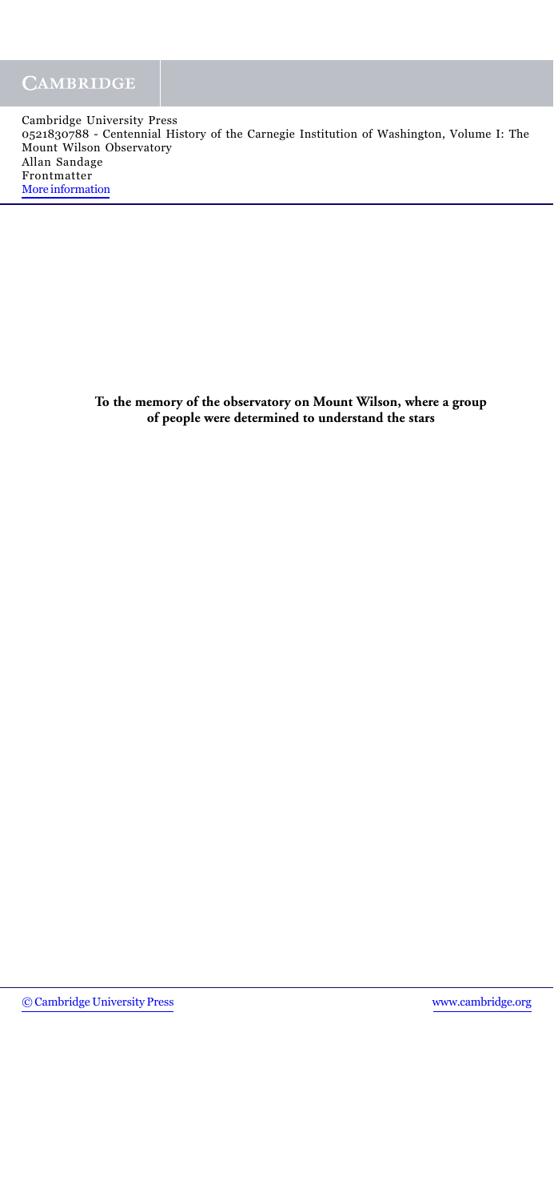**To the memory of the observatory on Mount Wilson, where a group of people were determined to understand the stars**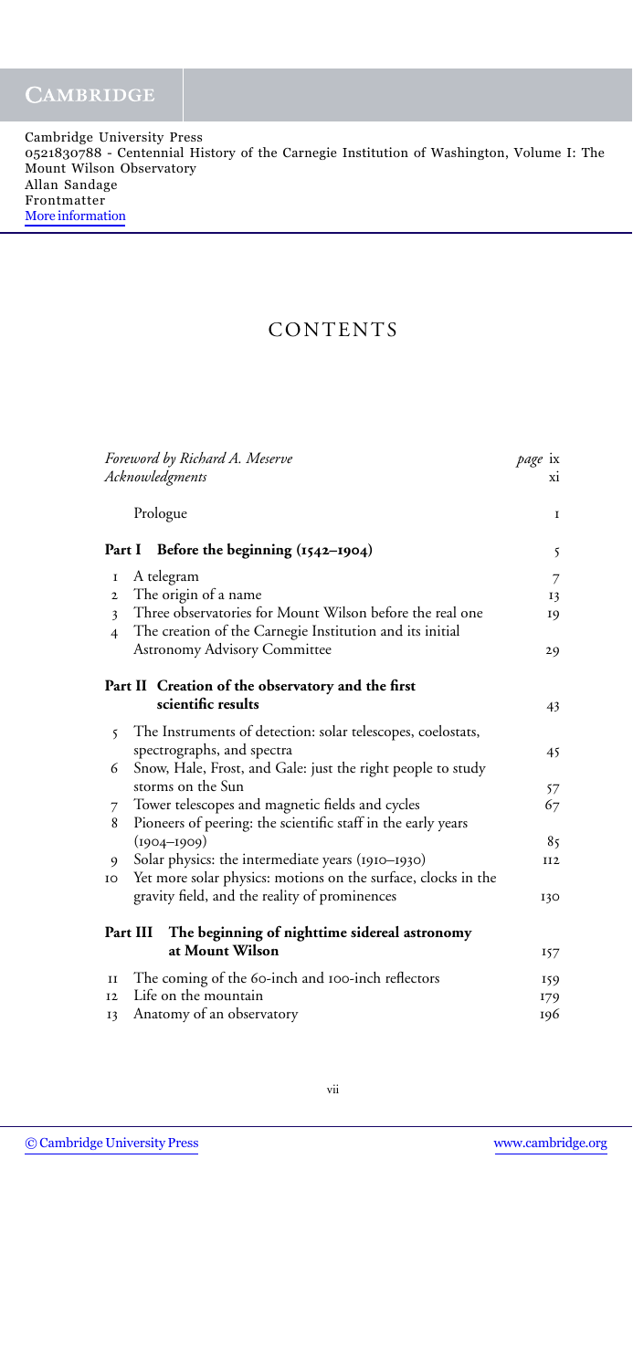# CONTENTS

| | | page |
|---|---|---|
| *Foreword by Richard A. Meserve* | | ix |
| *Acknowledgments* | | xi |
| | Prologue | 1 |
| **Part I** | **Before the beginning (1542–1904)** | 5 |
| 1 | A telegram | 7 |
| 2 | The origin of a name | 13 |
| 3 | Three observatories for Mount Wilson before the real one | 19 |
| 4 | The creation of the Carnegie Institution and its initial Astronomy Advisory Committee | 29 |
| **Part II** | **Creation of the observatory and the first scientific results** | 43 |
| 5 | The Instruments of detection: solar telescopes, coelostats, spectrographs, and spectra | 45 |
| 6 | Snow, Hale, Frost, and Gale: just the right people to study storms on the Sun | 57 |
| 7 | Tower telescopes and magnetic fields and cycles | 67 |
| 8 | Pioneers of peering: the scientific staff in the early years (1904–1909) | 85 |
| 9 | Solar physics: the intermediate years (1910–1930) | 112 |
| 10 | Yet more solar physics: motions on the surface, clocks in the gravity field, and the reality of prominences | 130 |
| **Part III** | **The beginning of nighttime sidereal astronomy at Mount Wilson** | 157 |
| 11 | The coming of the 60-inch and 100-inch reflectors | 159 |
| 12 | Life on the mountain | 179 |
| 13 | Anatomy of an observatory | 196 |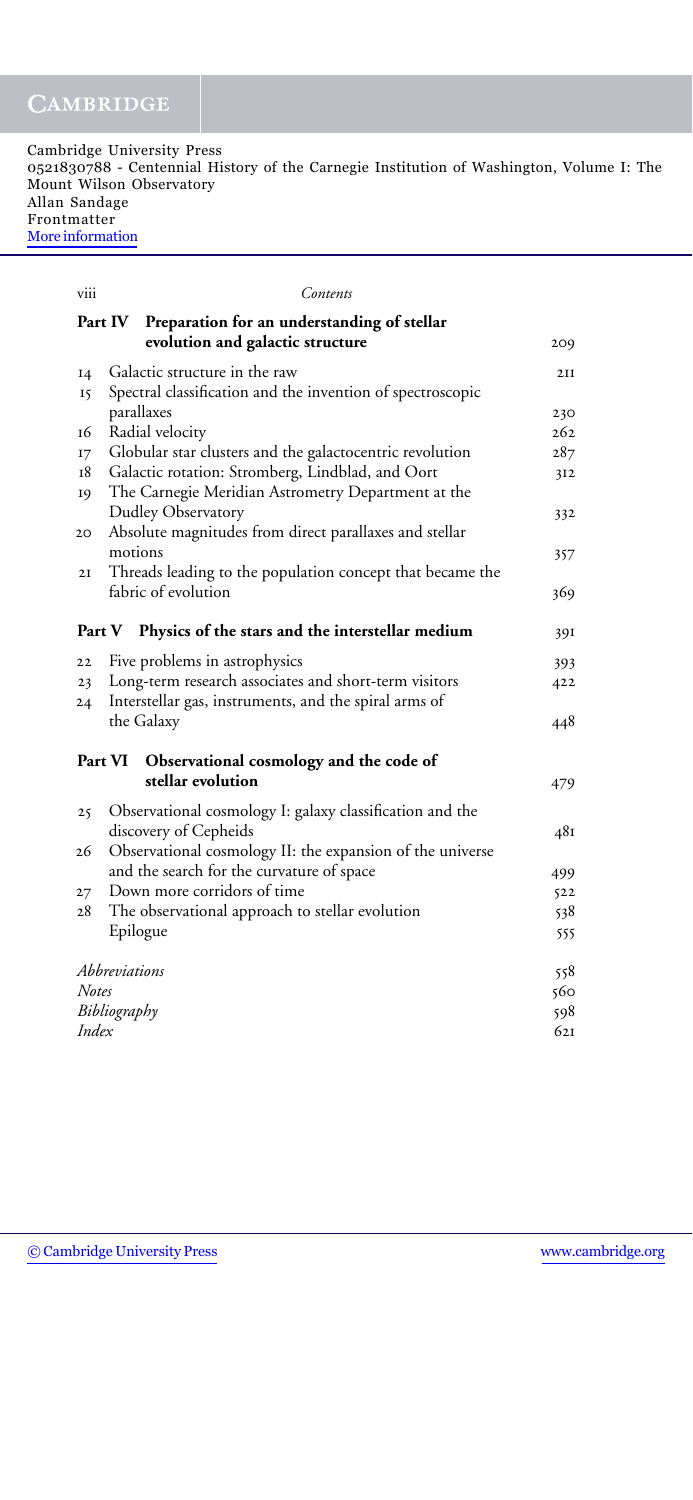## Part IV Preparation for an understanding of stellar evolution and galactic structure — 209

| | | |
|---|---|---|
| 14 | Galactic structure in the raw | 211 |
| 15 | Spectral classification and the invention of spectroscopic parallaxes | 230 |
| 16 | Radial velocity | 262 |
| 17 | Globular star clusters and the galactocentric revolution | 287 |
| 18 | Galactic rotation: Stromberg, Lindblad, and Oort | 312 |
| 19 | The Carnegie Meridian Astrometry Department at the Dudley Observatory | 332 |
| 20 | Absolute magnitudes from direct parallaxes and stellar motions | 357 |
| 21 | Threads leading to the population concept that became the fabric of evolution | 369 |

## Part V Physics of the stars and the interstellar medium — 391

| | | |
|---|---|---|
| 22 | Five problems in astrophysics | 393 |
| 23 | Long-term research associates and short-term visitors | 422 |
| 24 | Interstellar gas, instruments, and the spiral arms of the Galaxy | 448 |

## Part VI Observational cosmology and the code of stellar evolution — 479

| | | |
|---|---|---|
| 25 | Observational cosmology I: galaxy classification and the discovery of Cepheids | 481 |
| 26 | Observational cosmology II: the expansion of the universe and the search for the curvature of space | 499 |
| 27 | Down more corridors of time | 522 |
| 28 | The observational approach to stellar evolution | 538 |
| | Epilogue | 555 |

| | |
|---|---|
| *Abbreviations* | 558 |
| *Notes* | 560 |
| *Bibliography* | 598 |
| *Index* | 621 |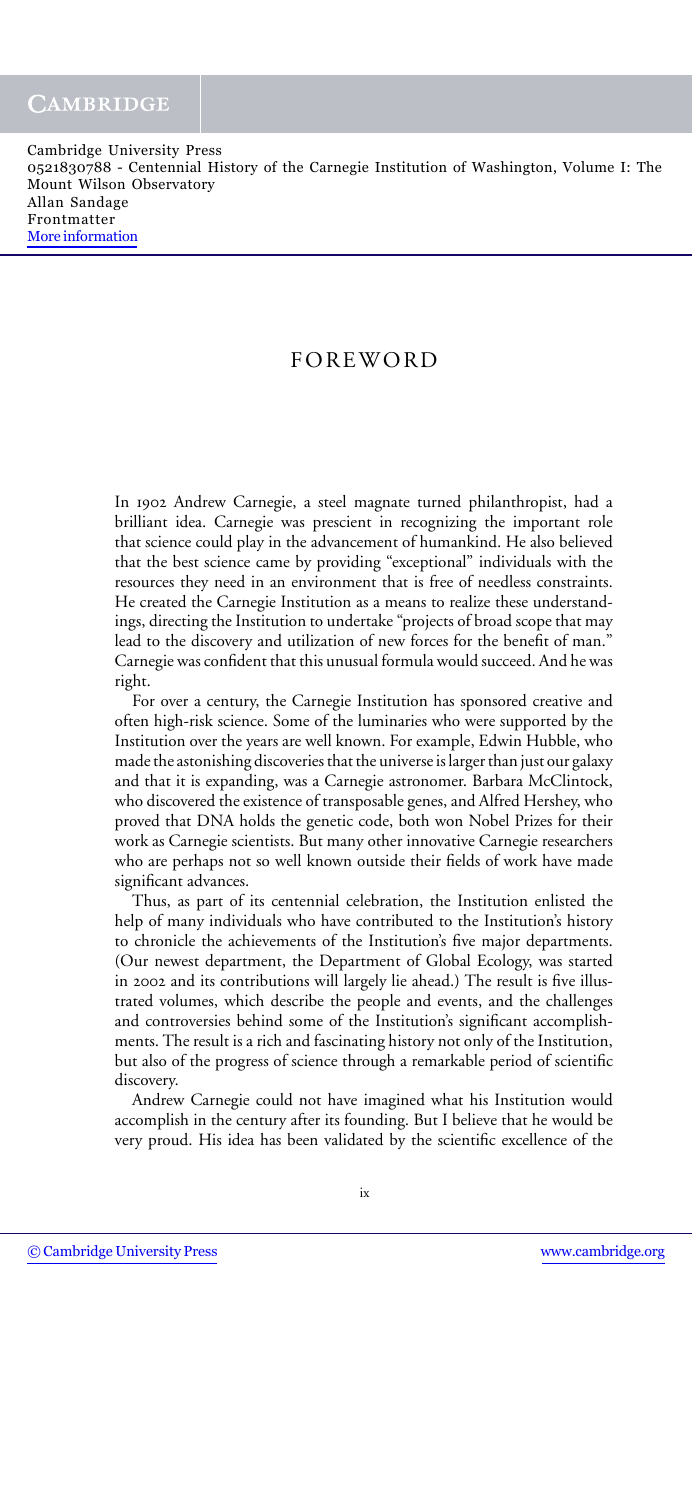# FOREWORD

In 1902 Andrew Carnegie, a steel magnate turned philanthropist, had a brilliant idea. Carnegie was prescient in recognizing the important role that science could play in the advancement of humankind. He also believed that the best science came by providing "exceptional" individuals with the resources they need in an environment that is free of needless constraints. He created the Carnegie Institution as a means to realize these understandings, directing the Institution to undertake "projects of broad scope that may lead to the discovery and utilization of new forces for the benefit of man." Carnegie was confident that this unusual formula would succeed. And he was right.

For over a century, the Carnegie Institution has sponsored creative and often high-risk science. Some of the luminaries who were supported by the Institution over the years are well known. For example, Edwin Hubble, who made the astonishing discoveries that the universe is larger than just our galaxy and that it is expanding, was a Carnegie astronomer. Barbara McClintock, who discovered the existence of transposable genes, and Alfred Hershey, who proved that DNA holds the genetic code, both won Nobel Prizes for their work as Carnegie scientists. But many other innovative Carnegie researchers who are perhaps not so well known outside their fields of work have made significant advances.

Thus, as part of its centennial celebration, the Institution enlisted the help of many individuals who have contributed to the Institution's history to chronicle the achievements of the Institution's five major departments. (Our newest department, the Department of Global Ecology, was started in 2002 and its contributions will largely lie ahead.) The result is five illustrated volumes, which describe the people and events, and the challenges and controversies behind some of the Institution's significant accomplishments. The result is a rich and fascinating history not only of the Institution, but also of the progress of science through a remarkable period of scientific discovery.

Andrew Carnegie could not have imagined what his Institution would accomplish in the century after its founding. But I believe that he would be very proud. His idea has been validated by the scientific excellence of the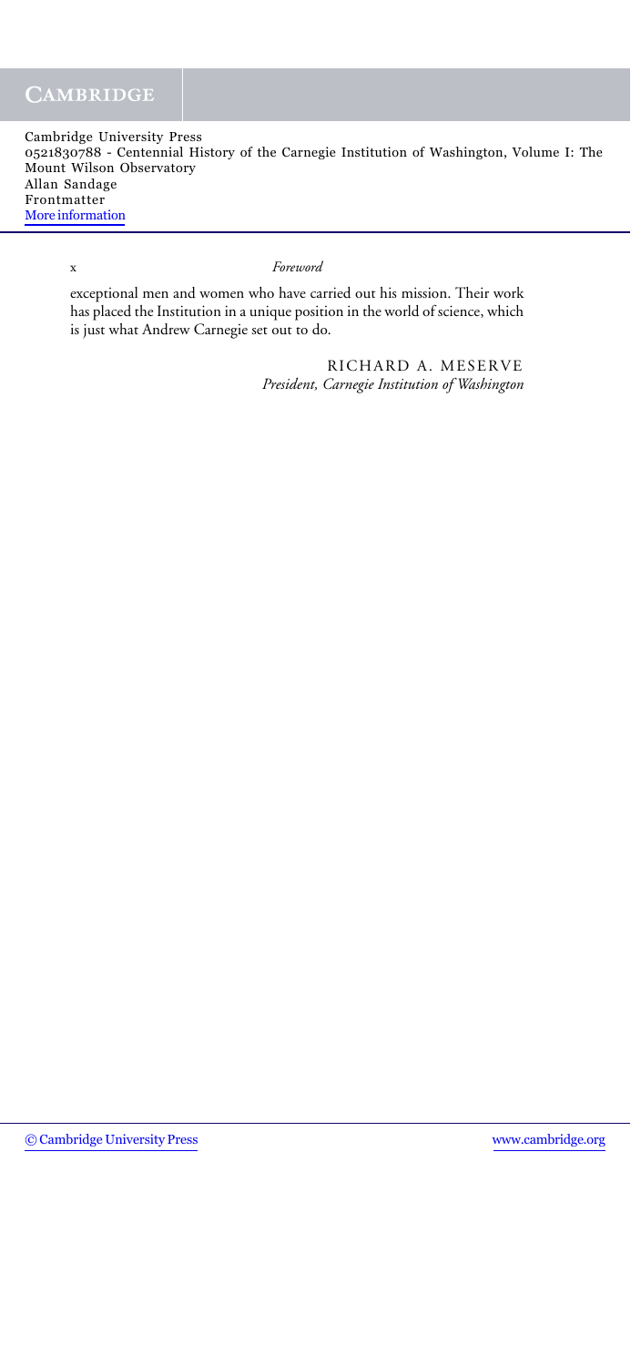exceptional men and women who have carried out his mission. Their work has placed the Institution in a unique position in the world of science, which is just what Andrew Carnegie set out to do.

RICHARD A. MESERVE
*President, Carnegie Institution of Washington*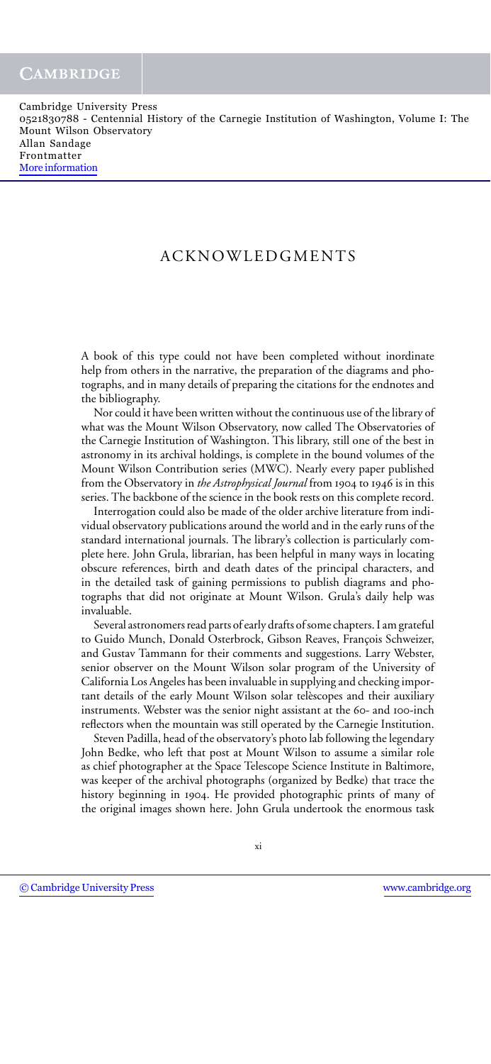# ACKNOWLEDGMENTS

A book of this type could not have been completed without inordinate help from others in the narrative, the preparation of the diagrams and photographs, and in many details of preparing the citations for the endnotes and the bibliography.

Nor could it have been written without the continuous use of the library of what was the Mount Wilson Observatory, now called The Observatories of the Carnegie Institution of Washington. This library, still one of the best in astronomy in its archival holdings, is complete in the bound volumes of the Mount Wilson Contribution series (MWC). Nearly every paper published from the Observatory in *the Astrophysical Journal* from 1904 to 1946 is in this series. The backbone of the science in the book rests on this complete record.

Interrogation could also be made of the older archive literature from individual observatory publications around the world and in the early runs of the standard international journals. The library's collection is particularly complete here. John Grula, librarian, has been helpful in many ways in locating obscure references, birth and death dates of the principal characters, and in the detailed task of gaining permissions to publish diagrams and photographs that did not originate at Mount Wilson. Grula's daily help was invaluable.

Several astronomers read parts of early drafts of some chapters. I am grateful to Guido Munch, Donald Osterbrock, Gibson Reaves, François Schweizer, and Gustav Tammann for their comments and suggestions. Larry Webster, senior observer on the Mount Wilson solar program of the University of California Los Angeles has been invaluable in supplying and checking important details of the early Mount Wilson solar telèscopes and their auxiliary instruments. Webster was the senior night assistant at the 60- and 100-inch reflectors when the mountain was still operated by the Carnegie Institution.

Steven Padilla, head of the observatory's photo lab following the legendary John Bedke, who left that post at Mount Wilson to assume a similar role as chief photographer at the Space Telescope Science Institute in Baltimore, was keeper of the archival photographs (organized by Bedke) that trace the history beginning in 1904. He provided photographic prints of many of the original images shown here. John Grula undertook the enormous task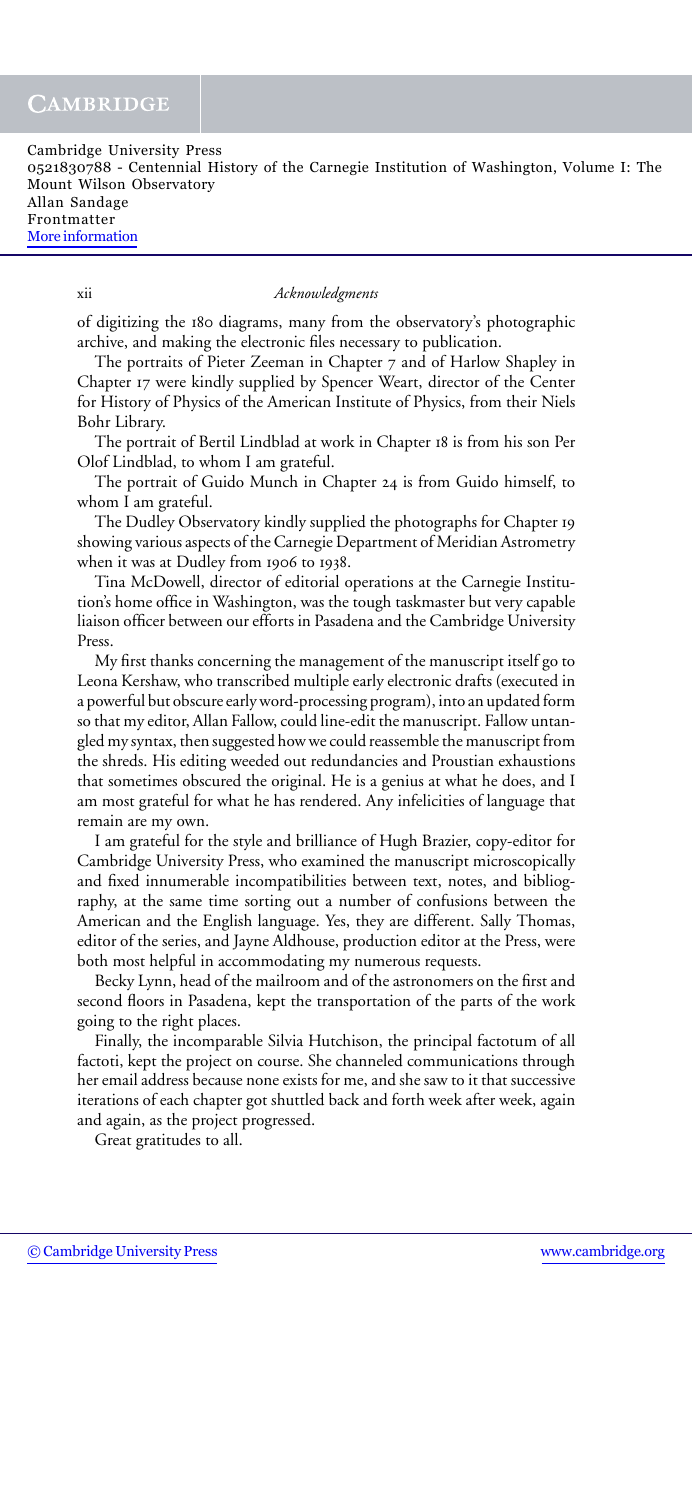of digitizing the 180 diagrams, many from the observatory's photographic archive, and making the electronic files necessary to publication.

The portraits of Pieter Zeeman in Chapter 7 and of Harlow Shapley in Chapter 17 were kindly supplied by Spencer Weart, director of the Center for History of Physics of the American Institute of Physics, from their Niels Bohr Library.

The portrait of Bertil Lindblad at work in Chapter 18 is from his son Per Olof Lindblad, to whom I am grateful.

The portrait of Guido Munch in Chapter 24 is from Guido himself, to whom I am grateful.

The Dudley Observatory kindly supplied the photographs for Chapter 19 showing various aspects of the Carnegie Department of Meridian Astrometry when it was at Dudley from 1906 to 1938.

Tina McDowell, director of editorial operations at the Carnegie Institution's home office in Washington, was the tough taskmaster but very capable liaison officer between our efforts in Pasadena and the Cambridge University Press.

My first thanks concerning the management of the manuscript itself go to Leona Kershaw, who transcribed multiple early electronic drafts (executed in a powerful but obscure early word-processing program), into an updated form so that my editor, Allan Fallow, could line-edit the manuscript. Fallow untangled my syntax, then suggested how we could reassemble the manuscript from the shreds. His editing weeded out redundancies and Proustian exhaustions that sometimes obscured the original. He is a genius at what he does, and I am most grateful for what he has rendered. Any infelicities of language that remain are my own.

I am grateful for the style and brilliance of Hugh Brazier, copy-editor for Cambridge University Press, who examined the manuscript microscopically and fixed innumerable incompatibilities between text, notes, and bibliography, at the same time sorting out a number of confusions between the American and the English language. Yes, they are different. Sally Thomas, editor of the series, and Jayne Aldhouse, production editor at the Press, were both most helpful in accommodating my numerous requests.

Becky Lynn, head of the mailroom and of the astronomers on the first and second floors in Pasadena, kept the transportation of the parts of the work going to the right places.

Finally, the incomparable Silvia Hutchison, the principal factotum of all factoti, kept the project on course. She channeled communications through her email address because none exists for me, and she saw to it that successive iterations of each chapter got shuttled back and forth week after week, again and again, as the project progressed.

Great gratitudes to all.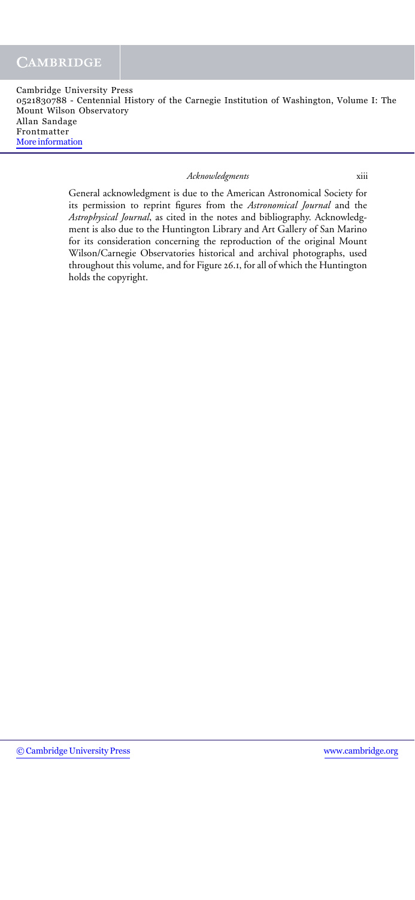General acknowledgment is due to the American Astronomical Society for its permission to reprint figures from the *Astronomical Journal* and the *Astrophysical Journal*, as cited in the notes and bibliography. Acknowledgment is also due to the Huntington Library and Art Gallery of San Marino for its consideration concerning the reproduction of the original Mount Wilson/Carnegie Observatories historical and archival photographs, used throughout this volume, and for Figure 26.1, for all of which the Huntington holds the copyright.